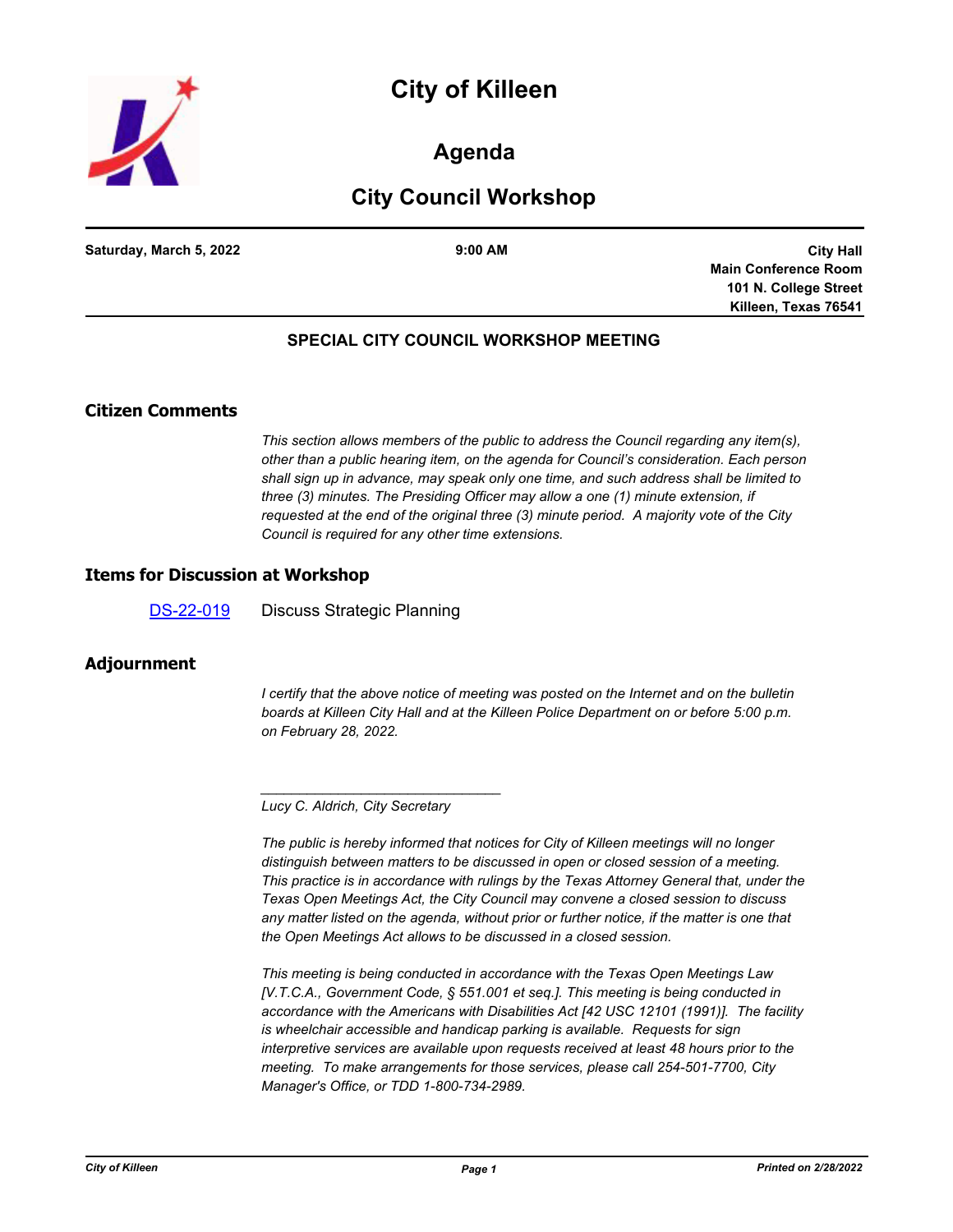# City of Killeen

## Agenda

## City Council Workshop

**Saturday, March 5, 2022** | **9:00 AM** | **City Hall**
**Main Conference Room**
**101 N. College Street**
**Killeen, Texas 76541**

**SPECIAL CITY COUNCIL WORKSHOP MEETING**

## Citizen Comments

*This section allows members of the public to address the Council regarding any item(s), other than a public hearing item, on the agenda for Council's consideration. Each person shall sign up in advance, may speak only one time, and such address shall be limited to three (3) minutes. The Presiding Officer may allow a one (1) minute extension, if requested at the end of the original three (3) minute period. A majority vote of the City Council is required for any other time extensions.*

## Items for Discussion at Workshop

DS-22-019 Discuss Strategic Planning

## Adjournment

*I certify that the above notice of meeting was posted on the Internet and on the bulletin boards at Killeen City Hall and at the Killeen Police Department on or before 5:00 p.m. on February 28, 2022.*

_______________________________

*Lucy C. Aldrich, City Secretary*

*The public is hereby informed that notices for City of Killeen meetings will no longer distinguish between matters to be discussed in open or closed session of a meeting. This practice is in accordance with rulings by the Texas Attorney General that, under the Texas Open Meetings Act, the City Council may convene a closed session to discuss any matter listed on the agenda, without prior or further notice, if the matter is one that the Open Meetings Act allows to be discussed in a closed session.*

*This meeting is being conducted in accordance with the Texas Open Meetings Law [V.T.C.A., Government Code, § 551.001 et seq.]. This meeting is being conducted in accordance with the Americans with Disabilities Act [42 USC 12101 (1991)]. The facility is wheelchair accessible and handicap parking is available. Requests for sign interpretive services are available upon requests received at least 48 hours prior to the meeting. To make arrangements for those services, please call 254-501-7700, City Manager's Office, or TDD 1-800-734-2989.*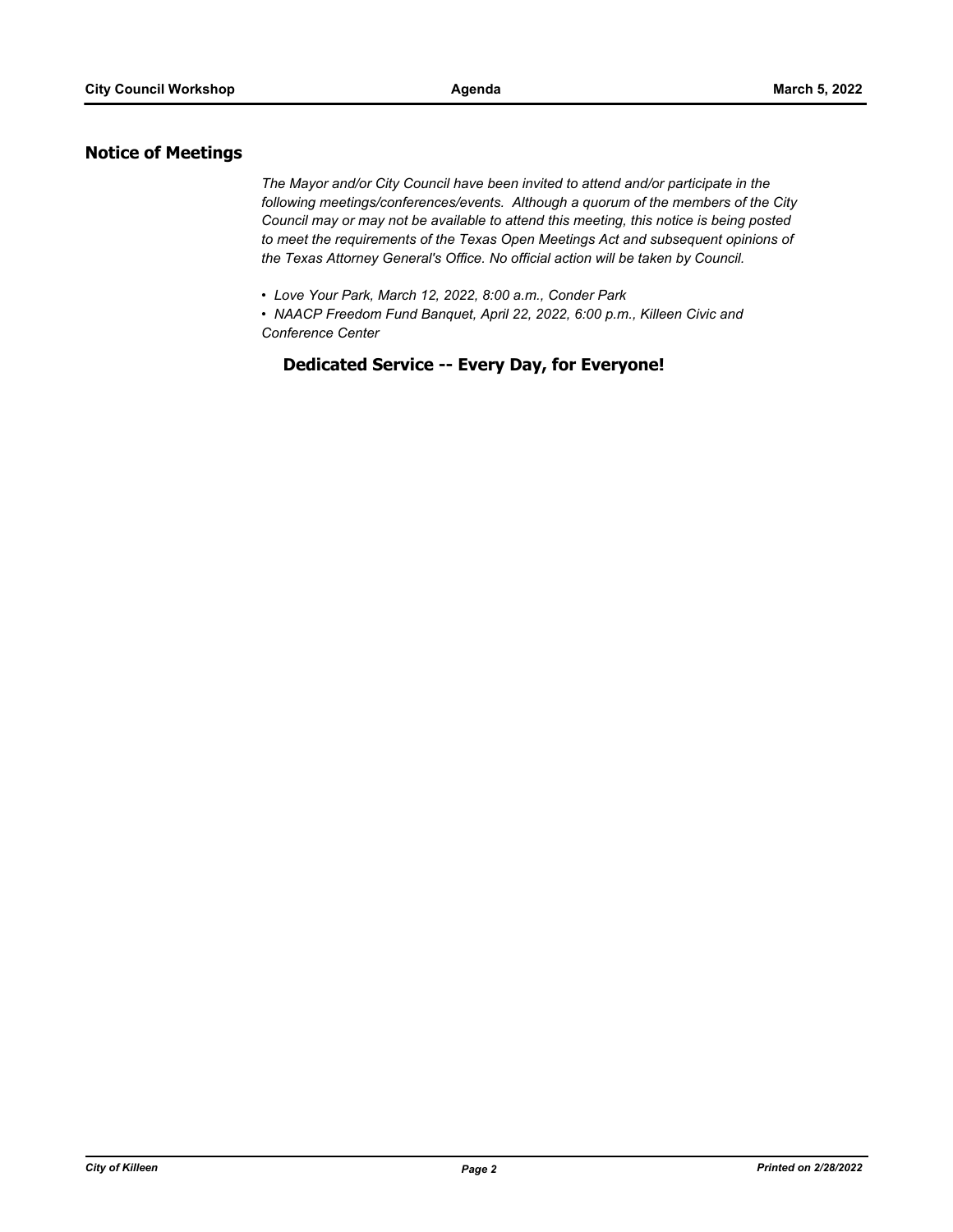## Notice of Meetings

*The Mayor and/or City Council have been invited to attend and/or participate in the following meetings/conferences/events. Although a quorum of the members of the City Council may or may not be available to attend this meeting, this notice is being posted to meet the requirements of the Texas Open Meetings Act and subsequent opinions of the Texas Attorney General's Office. No official action will be taken by Council.*

- *Love Your Park, March 12, 2022, 8:00 a.m., Conder Park*
- *NAACP Freedom Fund Banquet, April 22, 2022, 6:00 p.m., Killeen Civic and Conference Center*

**Dedicated Service -- Every Day, for Everyone!**